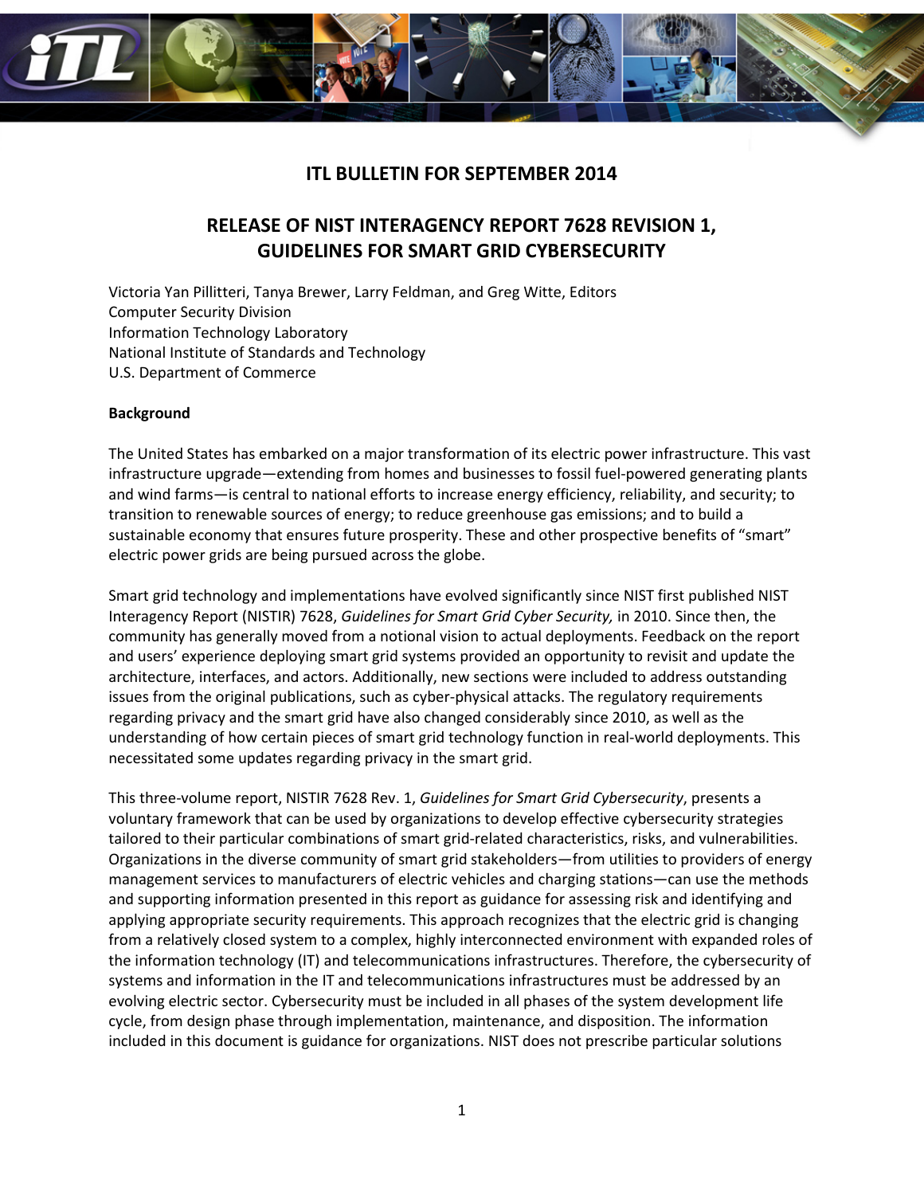# ITL BULLETIN FOR SEPTEMBER 2014

## RELEASE OF NIST INTERAGENCY REPORT 7628 REVISION 1, GUIDELINES FOR SMART GRID CYBERSECURITY

Victoria Yan Pillitteri, Tanya Brewer, Larry Feldman, and Greg Witte, Editors
Computer Security Division
Information Technology Laboratory
National Institute of Standards and Technology
U.S. Department of Commerce

### Background

The United States has embarked on a major transformation of its electric power infrastructure. This vast infrastructure upgrade—extending from homes and businesses to fossil fuel-powered generating plants and wind farms—is central to national efforts to increase energy efficiency, reliability, and security; to transition to renewable sources of energy; to reduce greenhouse gas emissions; and to build a sustainable economy that ensures future prosperity. These and other prospective benefits of "smart" electric power grids are being pursued across the globe.

Smart grid technology and implementations have evolved significantly since NIST first published NIST Interagency Report (NISTIR) 7628, *Guidelines for Smart Grid Cyber Security,* in 2010. Since then, the community has generally moved from a notional vision to actual deployments. Feedback on the report and users' experience deploying smart grid systems provided an opportunity to revisit and update the architecture, interfaces, and actors. Additionally, new sections were included to address outstanding issues from the original publications, such as cyber-physical attacks. The regulatory requirements regarding privacy and the smart grid have also changed considerably since 2010, as well as the understanding of how certain pieces of smart grid technology function in real-world deployments. This necessitated some updates regarding privacy in the smart grid.

This three-volume report, NISTIR 7628 Rev. 1, *Guidelines for Smart Grid Cybersecurity*, presents a voluntary framework that can be used by organizations to develop effective cybersecurity strategies tailored to their particular combinations of smart grid-related characteristics, risks, and vulnerabilities. Organizations in the diverse community of smart grid stakeholders—from utilities to providers of energy management services to manufacturers of electric vehicles and charging stations—can use the methods and supporting information presented in this report as guidance for assessing risk and identifying and applying appropriate security requirements. This approach recognizes that the electric grid is changing from a relatively closed system to a complex, highly interconnected environment with expanded roles of the information technology (IT) and telecommunications infrastructures. Therefore, the cybersecurity of systems and information in the IT and telecommunications infrastructures must be addressed by an evolving electric sector. Cybersecurity must be included in all phases of the system development life cycle, from design phase through implementation, maintenance, and disposition. The information included in this document is guidance for organizations. NIST does not prescribe particular solutions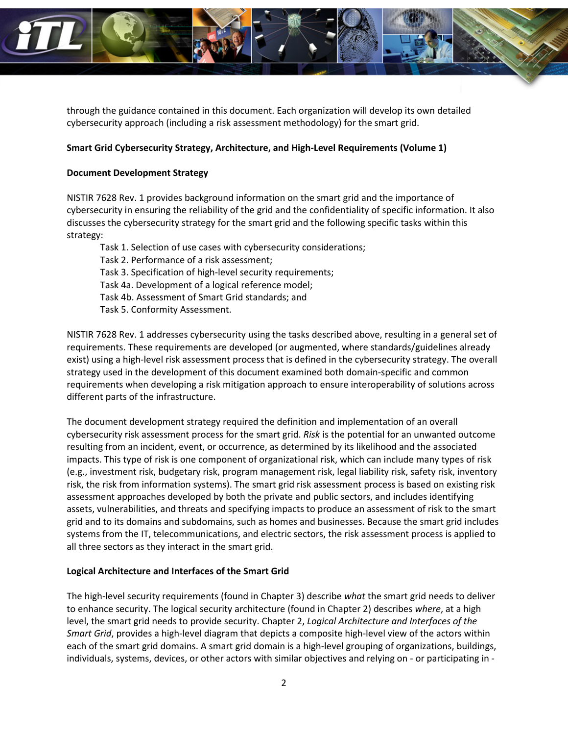through the guidance contained in this document. Each organization will develop its own detailed cybersecurity approach (including a risk assessment methodology) for the smart grid.

**Smart Grid Cybersecurity Strategy, Architecture, and High-Level Requirements (Volume 1)**

**Document Development Strategy**

NISTIR 7628 Rev. 1 provides background information on the smart grid and the importance of cybersecurity in ensuring the reliability of the grid and the confidentiality of specific information. It also discusses the cybersecurity strategy for the smart grid and the following specific tasks within this strategy:

- Task 1. Selection of use cases with cybersecurity considerations;
- Task 2. Performance of a risk assessment;
- Task 3. Specification of high-level security requirements;
- Task 4a. Development of a logical reference model;
- Task 4b. Assessment of Smart Grid standards; and
- Task 5. Conformity Assessment.

NISTIR 7628 Rev. 1 addresses cybersecurity using the tasks described above, resulting in a general set of requirements. These requirements are developed (or augmented, where standards/guidelines already exist) using a high-level risk assessment process that is defined in the cybersecurity strategy. The overall strategy used in the development of this document examined both domain-specific and common requirements when developing a risk mitigation approach to ensure interoperability of solutions across different parts of the infrastructure.

The document development strategy required the definition and implementation of an overall cybersecurity risk assessment process for the smart grid. *Risk* is the potential for an unwanted outcome resulting from an incident, event, or occurrence, as determined by its likelihood and the associated impacts. This type of risk is one component of organizational risk, which can include many types of risk (e.g., investment risk, budgetary risk, program management risk, legal liability risk, safety risk, inventory risk, the risk from information systems). The smart grid risk assessment process is based on existing risk assessment approaches developed by both the private and public sectors, and includes identifying assets, vulnerabilities, and threats and specifying impacts to produce an assessment of risk to the smart grid and to its domains and subdomains, such as homes and businesses. Because the smart grid includes systems from the IT, telecommunications, and electric sectors, the risk assessment process is applied to all three sectors as they interact in the smart grid.

**Logical Architecture and Interfaces of the Smart Grid**

The high-level security requirements (found in Chapter 3) describe *what* the smart grid needs to deliver to enhance security. The logical security architecture (found in Chapter 2) describes *where*, at a high level, the smart grid needs to provide security. Chapter 2, *Logical Architecture and Interfaces of the Smart Grid*, provides a high-level diagram that depicts a composite high-level view of the actors within each of the smart grid domains. A smart grid domain is a high-level grouping of organizations, buildings, individuals, systems, devices, or other actors with similar objectives and relying on - or participating in -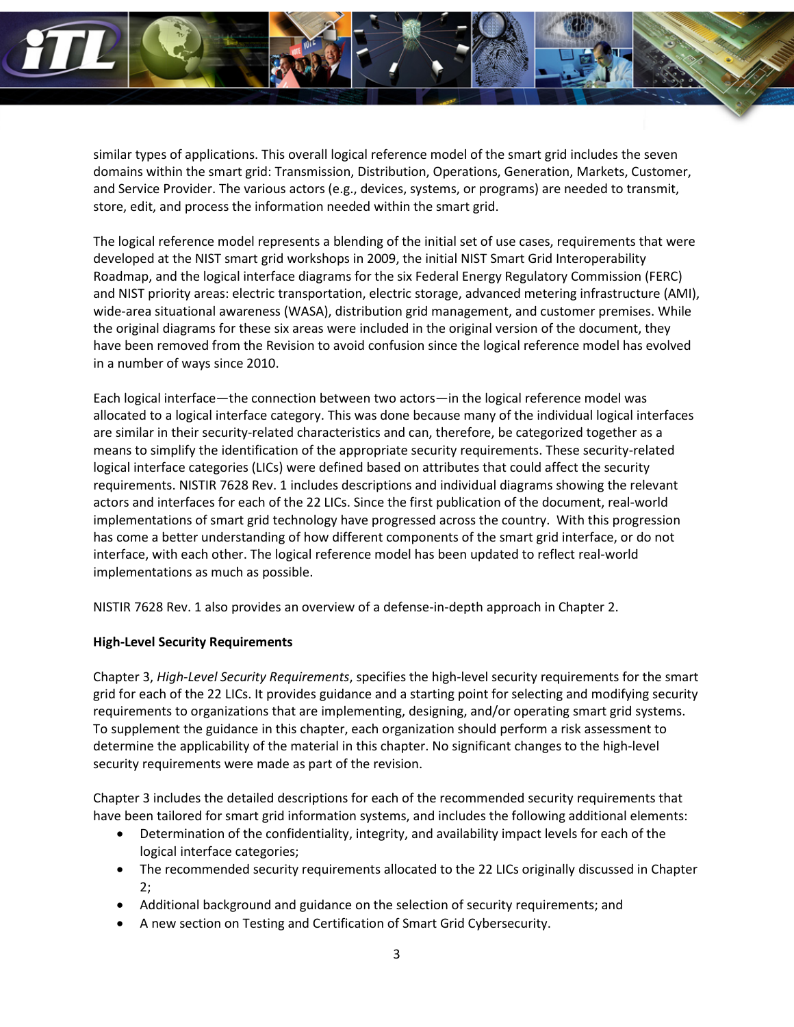similar types of applications. This overall logical reference model of the smart grid includes the seven domains within the smart grid: Transmission, Distribution, Operations, Generation, Markets, Customer, and Service Provider. The various actors (e.g., devices, systems, or programs) are needed to transmit, store, edit, and process the information needed within the smart grid.

The logical reference model represents a blending of the initial set of use cases, requirements that were developed at the NIST smart grid workshops in 2009, the initial NIST Smart Grid Interoperability Roadmap, and the logical interface diagrams for the six Federal Energy Regulatory Commission (FERC) and NIST priority areas: electric transportation, electric storage, advanced metering infrastructure (AMI), wide-area situational awareness (WASA), distribution grid management, and customer premises. While the original diagrams for these six areas were included in the original version of the document, they have been removed from the Revision to avoid confusion since the logical reference model has evolved in a number of ways since 2010.

Each logical interface—the connection between two actors—in the logical reference model was allocated to a logical interface category. This was done because many of the individual logical interfaces are similar in their security-related characteristics and can, therefore, be categorized together as a means to simplify the identification of the appropriate security requirements. These security-related logical interface categories (LICs) were defined based on attributes that could affect the security requirements. NISTIR 7628 Rev. 1 includes descriptions and individual diagrams showing the relevant actors and interfaces for each of the 22 LICs. Since the first publication of the document, real-world implementations of smart grid technology have progressed across the country. With this progression has come a better understanding of how different components of the smart grid interface, or do not interface, with each other. The logical reference model has been updated to reflect real-world implementations as much as possible.

NISTIR 7628 Rev. 1 also provides an overview of a defense-in-depth approach in Chapter 2.

**High-Level Security Requirements**

Chapter 3, *High-Level Security Requirements*, specifies the high-level security requirements for the smart grid for each of the 22 LICs. It provides guidance and a starting point for selecting and modifying security requirements to organizations that are implementing, designing, and/or operating smart grid systems. To supplement the guidance in this chapter, each organization should perform a risk assessment to determine the applicability of the material in this chapter. No significant changes to the high-level security requirements were made as part of the revision.

Chapter 3 includes the detailed descriptions for each of the recommended security requirements that have been tailored for smart grid information systems, and includes the following additional elements:

- Determination of the confidentiality, integrity, and availability impact levels for each of the logical interface categories;
- The recommended security requirements allocated to the 22 LICs originally discussed in Chapter 2;
- Additional background and guidance on the selection of security requirements; and
- A new section on Testing and Certification of Smart Grid Cybersecurity.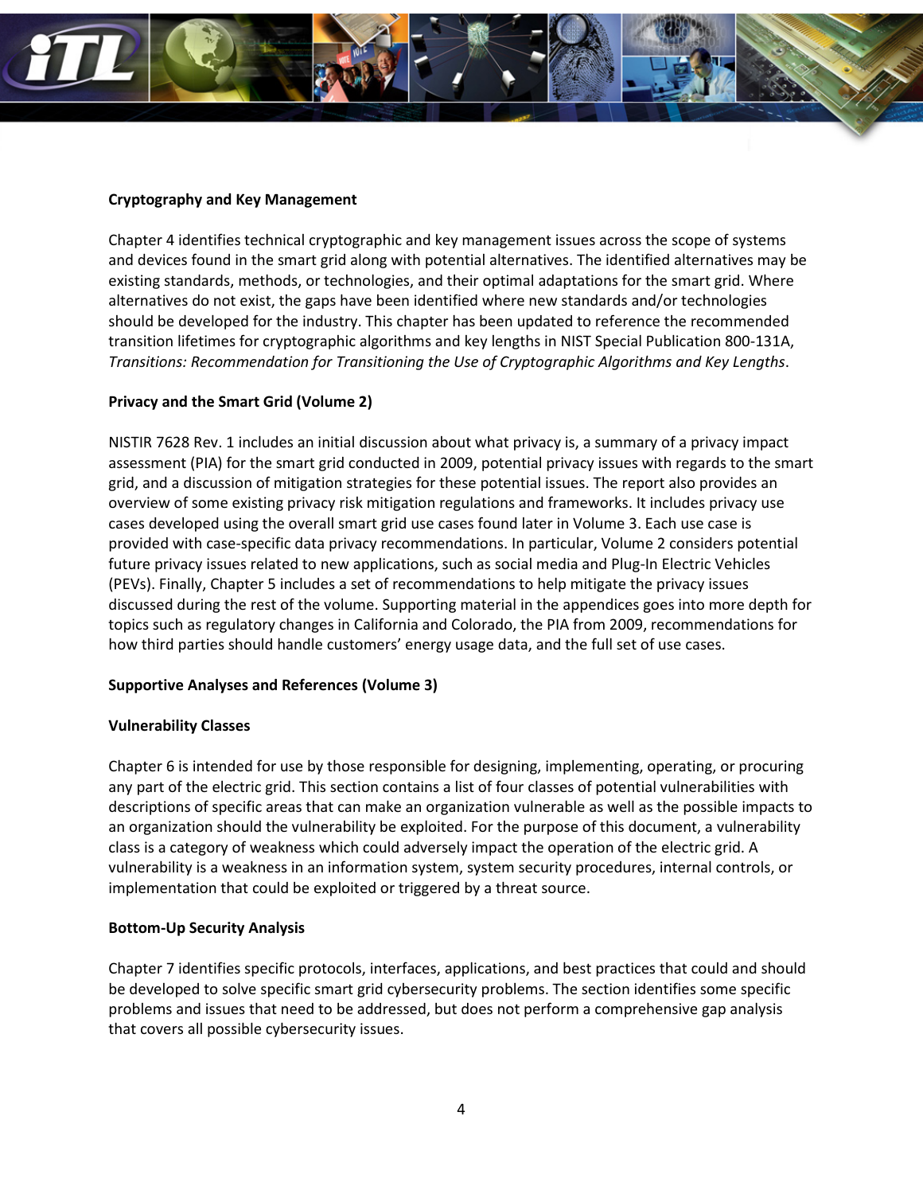**Cryptography and Key Management**

Chapter 4 identifies technical cryptographic and key management issues across the scope of systems and devices found in the smart grid along with potential alternatives. The identified alternatives may be existing standards, methods, or technologies, and their optimal adaptations for the smart grid. Where alternatives do not exist, the gaps have been identified where new standards and/or technologies should be developed for the industry. This chapter has been updated to reference the recommended transition lifetimes for cryptographic algorithms and key lengths in NIST Special Publication 800-131A, *Transitions: Recommendation for Transitioning the Use of Cryptographic Algorithms and Key Lengths*.

**Privacy and the Smart Grid (Volume 2)**

NISTIR 7628 Rev. 1 includes an initial discussion about what privacy is, a summary of a privacy impact assessment (PIA) for the smart grid conducted in 2009, potential privacy issues with regards to the smart grid, and a discussion of mitigation strategies for these potential issues. The report also provides an overview of some existing privacy risk mitigation regulations and frameworks. It includes privacy use cases developed using the overall smart grid use cases found later in Volume 3. Each use case is provided with case-specific data privacy recommendations. In particular, Volume 2 considers potential future privacy issues related to new applications, such as social media and Plug-In Electric Vehicles (PEVs). Finally, Chapter 5 includes a set of recommendations to help mitigate the privacy issues discussed during the rest of the volume. Supporting material in the appendices goes into more depth for topics such as regulatory changes in California and Colorado, the PIA from 2009, recommendations for how third parties should handle customers' energy usage data, and the full set of use cases.

**Supportive Analyses and References (Volume 3)**

**Vulnerability Classes**

Chapter 6 is intended for use by those responsible for designing, implementing, operating, or procuring any part of the electric grid. This section contains a list of four classes of potential vulnerabilities with descriptions of specific areas that can make an organization vulnerable as well as the possible impacts to an organization should the vulnerability be exploited. For the purpose of this document, a vulnerability class is a category of weakness which could adversely impact the operation of the electric grid. A vulnerability is a weakness in an information system, system security procedures, internal controls, or implementation that could be exploited or triggered by a threat source.

**Bottom-Up Security Analysis**

Chapter 7 identifies specific protocols, interfaces, applications, and best practices that could and should be developed to solve specific smart grid cybersecurity problems. The section identifies some specific problems and issues that need to be addressed, but does not perform a comprehensive gap analysis that covers all possible cybersecurity issues.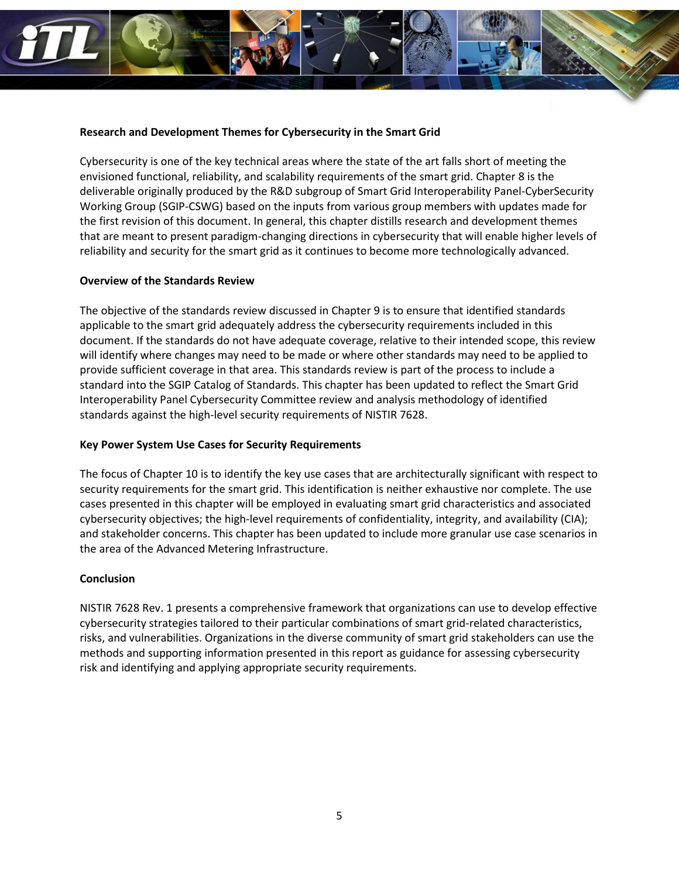**Research and Development Themes for Cybersecurity in the Smart Grid**

Cybersecurity is one of the key technical areas where the state of the art falls short of meeting the envisioned functional, reliability, and scalability requirements of the smart grid. Chapter 8 is the deliverable originally produced by the R&D subgroup of Smart Grid Interoperability Panel-CyberSecurity Working Group (SGIP-CSWG) based on the inputs from various group members with updates made for the first revision of this document. In general, this chapter distills research and development themes that are meant to present paradigm-changing directions in cybersecurity that will enable higher levels of reliability and security for the smart grid as it continues to become more technologically advanced.

**Overview of the Standards Review**

The objective of the standards review discussed in Chapter 9 is to ensure that identified standards applicable to the smart grid adequately address the cybersecurity requirements included in this document. If the standards do not have adequate coverage, relative to their intended scope, this review will identify where changes may need to be made or where other standards may need to be applied to provide sufficient coverage in that area. This standards review is part of the process to include a standard into the SGIP Catalog of Standards. This chapter has been updated to reflect the Smart Grid Interoperability Panel Cybersecurity Committee review and analysis methodology of identified standards against the high-level security requirements of NISTIR 7628.

**Key Power System Use Cases for Security Requirements**

The focus of Chapter 10 is to identify the key use cases that are architecturally significant with respect to security requirements for the smart grid. This identification is neither exhaustive nor complete. The use cases presented in this chapter will be employed in evaluating smart grid characteristics and associated cybersecurity objectives; the high-level requirements of confidentiality, integrity, and availability (CIA); and stakeholder concerns. This chapter has been updated to include more granular use case scenarios in the area of the Advanced Metering Infrastructure.

**Conclusion**

NISTIR 7628 Rev. 1 presents a comprehensive framework that organizations can use to develop effective cybersecurity strategies tailored to their particular combinations of smart grid-related characteristics, risks, and vulnerabilities. Organizations in the diverse community of smart grid stakeholders can use the methods and supporting information presented in this report as guidance for assessing cybersecurity risk and identifying and applying appropriate security requirements.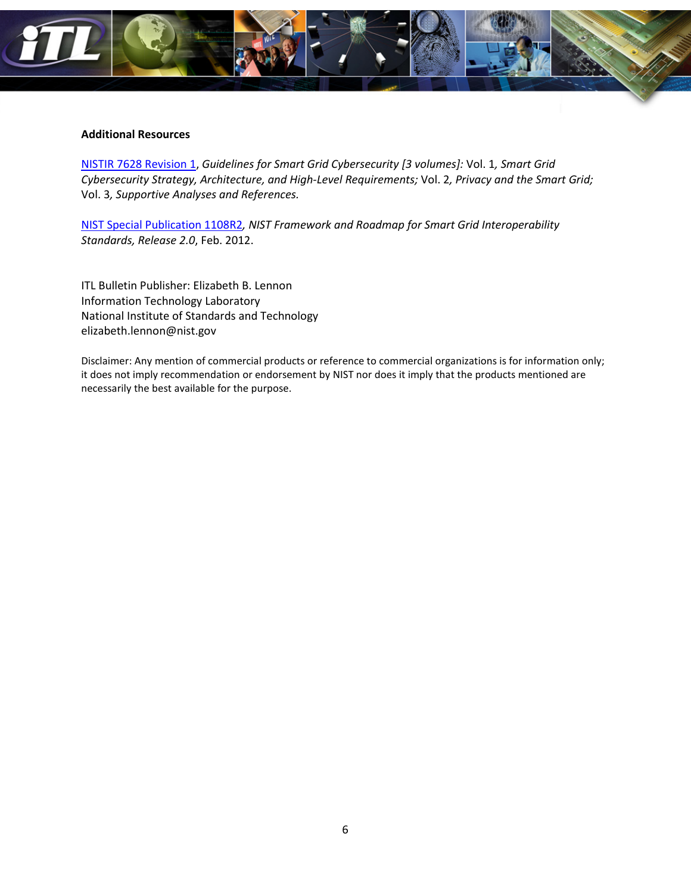**Additional Resources**

NISTIR 7628 Revision 1, *Guidelines for Smart Grid Cybersecurity [3 volumes]:* Vol. 1*, Smart Grid Cybersecurity Strategy, Architecture, and High-Level Requirements;* Vol. 2*, Privacy and the Smart Grid;* Vol. 3*, Supportive Analyses and References.*

NIST Special Publication 1108R2*, NIST Framework and Roadmap for Smart Grid Interoperability Standards, Release 2.0*, Feb. 2012.

ITL Bulletin Publisher: Elizabeth B. Lennon
Information Technology Laboratory
National Institute of Standards and Technology
elizabeth.lennon@nist.gov

Disclaimer: Any mention of commercial products or reference to commercial organizations is for information only; it does not imply recommendation or endorsement by NIST nor does it imply that the products mentioned are necessarily the best available for the purpose.